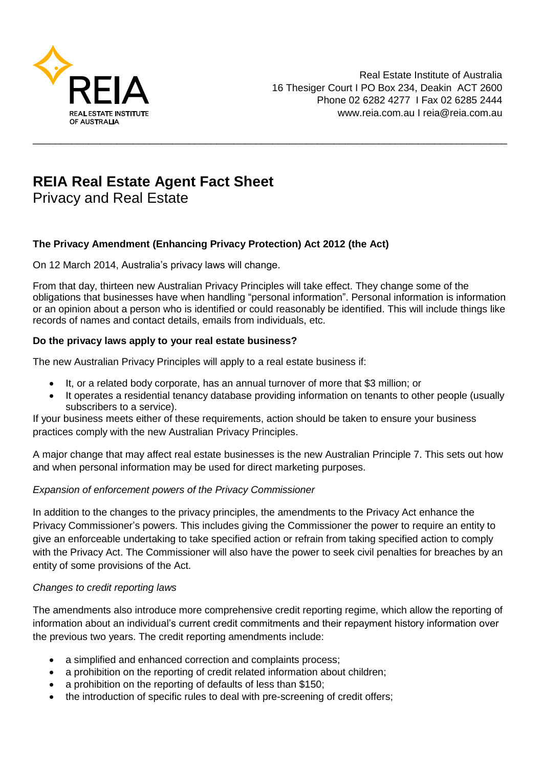Real Estate Institute of Australia
16 Thesiger Court I PO Box 234, Deakin ACT 2600
Phone 02 6282 4277 I Fax 02 6285 2444
www.reia.com.au I reia@reia.com.au

# REIA Real Estate Agent Fact Sheet

## Privacy and Real Estate

### The Privacy Amendment (Enhancing Privacy Protection) Act 2012 (the Act)

On 12 March 2014, Australia's privacy laws will change.

From that day, thirteen new Australian Privacy Principles will take effect. They change some of the obligations that businesses have when handling "personal information". Personal information is information or an opinion about a person who is identified or could reasonably be identified. This will include things like records of names and contact details, emails from individuals, etc.

**Do the privacy laws apply to your real estate business?**

The new Australian Privacy Principles will apply to a real estate business if:

- It, or a related body corporate, has an annual turnover of more that $3 million; or
- It operates a residential tenancy database providing information on tenants to other people (usually subscribers to a service).

If your business meets either of these requirements, action should be taken to ensure your business practices comply with the new Australian Privacy Principles.

A major change that may affect real estate businesses is the new Australian Principle 7. This sets out how and when personal information may be used for direct marketing purposes.

*Expansion of enforcement powers of the Privacy Commissioner*

In addition to the changes to the privacy principles, the amendments to the Privacy Act enhance the Privacy Commissioner's powers. This includes giving the Commissioner the power to require an entity to give an enforceable undertaking to take specified action or refrain from taking specified action to comply with the Privacy Act. The Commissioner will also have the power to seek civil penalties for breaches by an entity of some provisions of the Act.

*Changes to credit reporting laws*

The amendments also introduce more comprehensive credit reporting regime, which allow the reporting of information about an individual's current credit commitments and their repayment history information over the previous two years. The credit reporting amendments include:

- a simplified and enhanced correction and complaints process;
- a prohibition on the reporting of credit related information about children;
- a prohibition on the reporting of defaults of less than $150;
- the introduction of specific rules to deal with pre-screening of credit offers;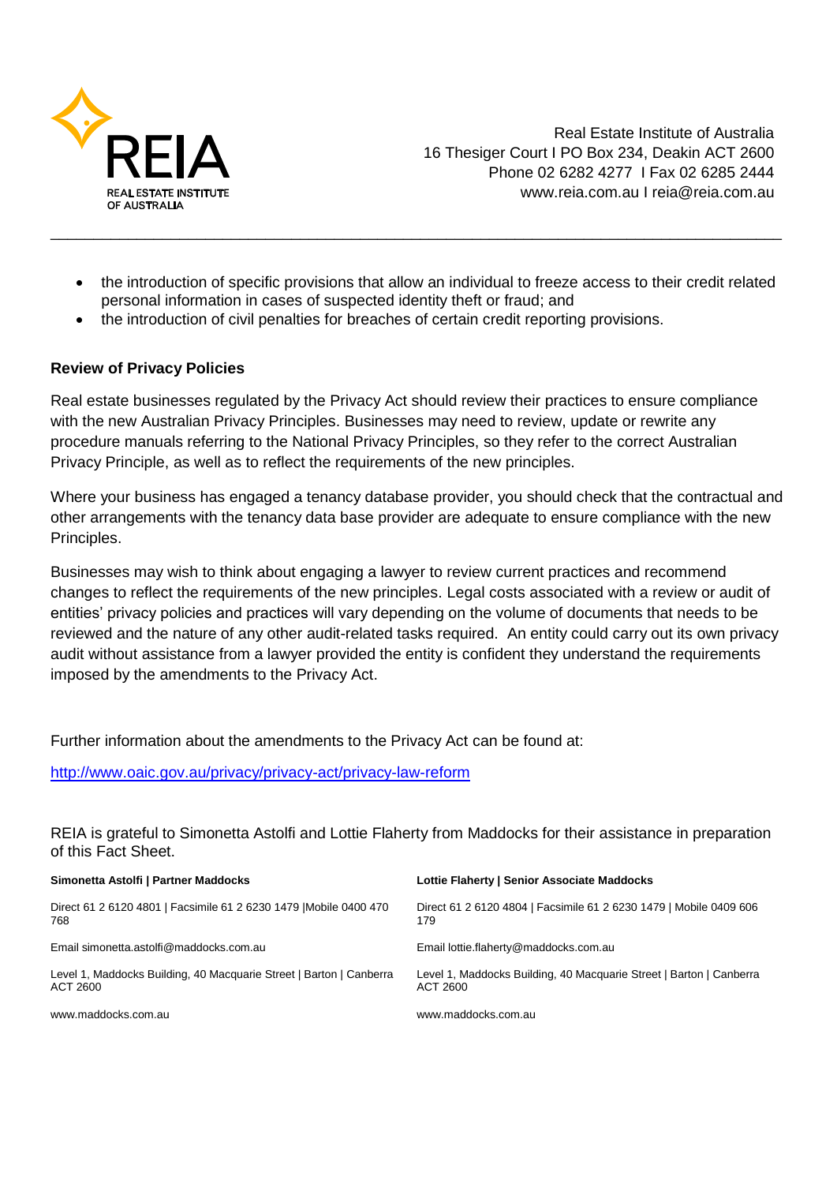- the introduction of specific provisions that allow an individual to freeze access to their credit related personal information in cases of suspected identity theft or fraud; and
- the introduction of civil penalties for breaches of certain credit reporting provisions.

**Review of Privacy Policies**

Real estate businesses regulated by the Privacy Act should review their practices to ensure compliance with the new Australian Privacy Principles. Businesses may need to review, update or rewrite any procedure manuals referring to the National Privacy Principles, so they refer to the correct Australian Privacy Principle, as well as to reflect the requirements of the new principles.

Where your business has engaged a tenancy database provider, you should check that the contractual and other arrangements with the tenancy data base provider are adequate to ensure compliance with the new Principles.

Businesses may wish to think about engaging a lawyer to review current practices and recommend changes to reflect the requirements of the new principles. Legal costs associated with a review or audit of entities' privacy policies and practices will vary depending on the volume of documents that needs to be reviewed and the nature of any other audit-related tasks required. An entity could carry out its own privacy audit without assistance from a lawyer provided the entity is confident they understand the requirements imposed by the amendments to the Privacy Act.

Further information about the amendments to the Privacy Act can be found at:

http://www.oaic.gov.au/privacy/privacy-act/privacy-law-reform

REIA is grateful to Simonetta Astolfi and Lottie Flaherty from Maddocks for their assistance in preparation of this Fact Sheet.

**Simonetta Astolfi | Partner Maddocks**

Direct 61 2 6120 4801 | Facsimile 61 2 6230 1479 |Mobile 0400 470 768

Email simonetta.astolfi@maddocks.com.au

Level 1, Maddocks Building, 40 Macquarie Street | Barton | Canberra ACT 2600

www.maddocks.com.au

**Lottie Flaherty | Senior Associate Maddocks**

Direct 61 2 6120 4804 | Facsimile 61 2 6230 1479 | Mobile 0409 606 179

Email lottie.flaherty@maddocks.com.au

Level 1, Maddocks Building, 40 Macquarie Street | Barton | Canberra ACT 2600

www.maddocks.com.au